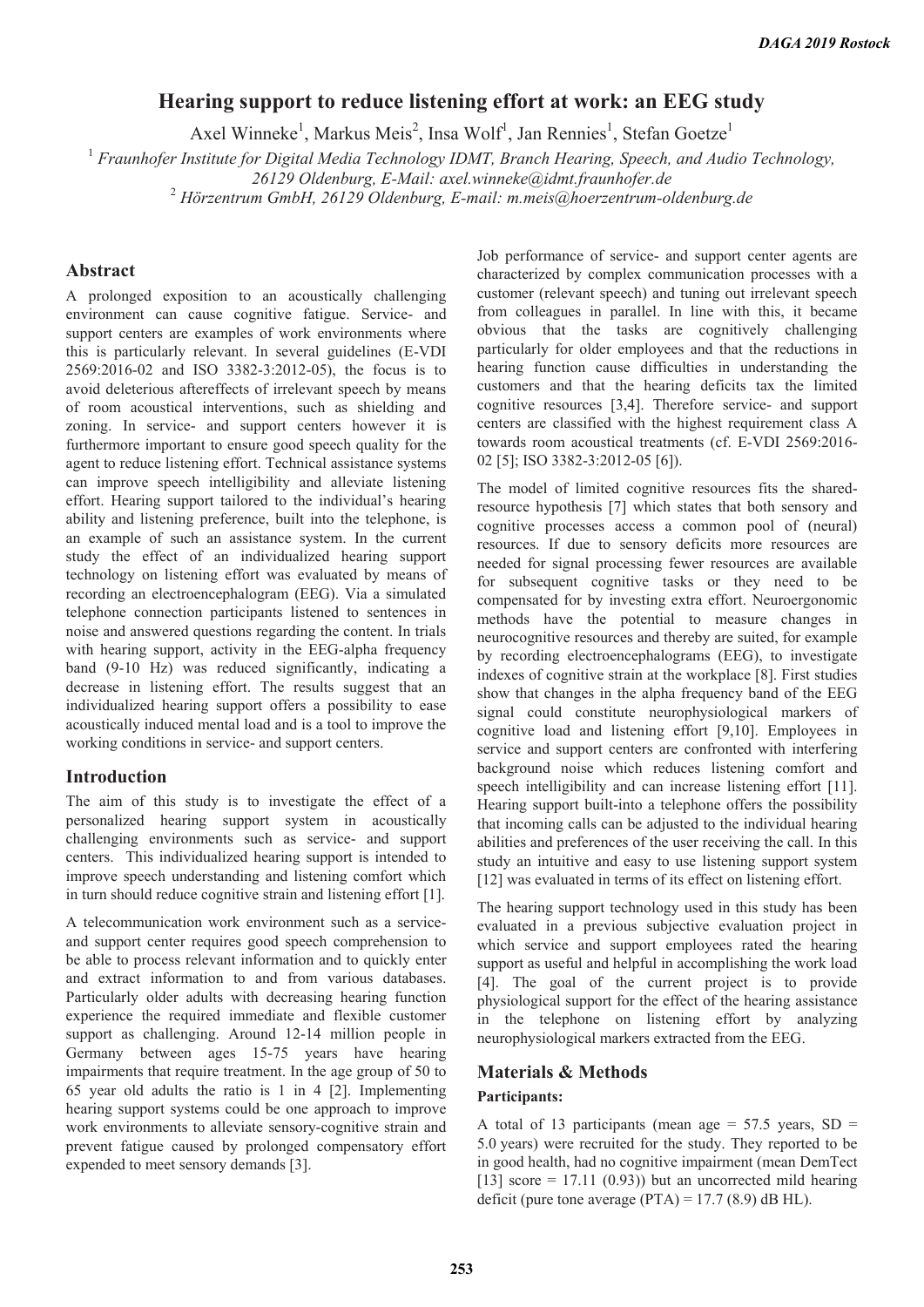# Hearing support to reduce listening effort at work: an EEG study

Axel Winneke[1], Markus Meis[2], Insa Wolf[1], Jan Rennies[1], Stefan Goetze[1]

[1] *Fraunhofer Institute for Digital Media Technology IDMT, Branch Hearing, Speech, and Audio Technology, 26129 Oldenburg, E-Mail: axel.winneke@idmt.fraunhofer.de*

[2] *Hörzentrum GmbH, 26129 Oldenburg, E-mail: m.meis@hoerzentrum-oldenburg.de*

## Abstract

A prolonged exposition to an acoustically challenging environment can cause cognitive fatigue. Service- and support centers are examples of work environments where this is particularly relevant. In several guidelines (E-VDI 2569:2016-02 and ISO 3382-3:2012-05), the focus is to avoid deleterious aftereffects of irrelevant speech by means of room acoustical interventions, such as shielding and zoning. In service- and support centers however it is furthermore important to ensure good speech quality for the agent to reduce listening effort. Technical assistance systems can improve speech intelligibility and alleviate listening effort. Hearing support tailored to the individual's hearing ability and listening preference, built into the telephone, is an example of such an assistance system. In the current study the effect of an individualized hearing support technology on listening effort was evaluated by means of recording an electroencephalogram (EEG). Via a simulated telephone connection participants listened to sentences in noise and answered questions regarding the content. In trials with hearing support, activity in the EEG-alpha frequency band (9-10 Hz) was reduced significantly, indicating a decrease in listening effort. The results suggest that an individualized hearing support offers a possibility to ease acoustically induced mental load and is a tool to improve the working conditions in service- and support centers.

## Introduction

The aim of this study is to investigate the effect of a personalized hearing support system in acoustically challenging environments such as service- and support centers. This individualized hearing support is intended to improve speech understanding and listening comfort which in turn should reduce cognitive strain and listening effort [1].

A telecommunication work environment such as a service- and support center requires good speech comprehension to be able to process relevant information and to quickly enter and extract information to and from various databases. Particularly older adults with decreasing hearing function experience the required immediate and flexible customer support as challenging. Around 12-14 million people in Germany between ages 15-75 years have hearing impairments that require treatment. In the age group of 50 to 65 year old adults the ratio is 1 in 4 [2]. Implementing hearing support systems could be one approach to improve work environments to alleviate sensory-cognitive strain and prevent fatigue caused by prolonged compensatory effort expended to meet sensory demands [3].

Job performance of service- and support center agents are characterized by complex communication processes with a customer (relevant speech) and tuning out irrelevant speech from colleagues in parallel. In line with this, it became obvious that the tasks are cognitively challenging particularly for older employees and that the reductions in hearing function cause difficulties in understanding the customers and that the hearing deficits tax the limited cognitive resources [3,4]. Therefore service- and support centers are classified with the highest requirement class A towards room acoustical treatments (cf. E-VDI 2569:2016-02 [5]; ISO 3382-3:2012-05 [6]).

The model of limited cognitive resources fits the shared-resource hypothesis [7] which states that both sensory and cognitive processes access a common pool of (neural) resources. If due to sensory deficits more resources are needed for signal processing fewer resources are available for subsequent cognitive tasks or they need to be compensated for by investing extra effort. Neuroergonomic methods have the potential to measure changes in neurocognitive resources and thereby are suited, for example by recording electroencephalograms (EEG), to investigate indexes of cognitive strain at the workplace [8]. First studies show that changes in the alpha frequency band of the EEG signal could constitute neurophysiological markers of cognitive load and listening effort [9,10]. Employees in service and support centers are confronted with interfering background noise which reduces listening comfort and speech intelligibility and can increase listening effort [11]. Hearing support built-into a telephone offers the possibility that incoming calls can be adjusted to the individual hearing abilities and preferences of the user receiving the call. In this study an intuitive and easy to use listening support system [12] was evaluated in terms of its effect on listening effort.

The hearing support technology used in this study has been evaluated in a previous subjective evaluation project in which service and support employees rated the hearing support as useful and helpful in accomplishing the work load [4]. The goal of the current project is to provide physiological support for the effect of the hearing assistance in the telephone on listening effort by analyzing neurophysiological markers extracted from the EEG.

## Materials & Methods

### Participants:

A total of 13 participants (mean age = 57.5 years, SD = 5.0 years) were recruited for the study. They reported to be in good health, had no cognitive impairment (mean DemTect [13] score = 17.11 (0.93)) but an uncorrected mild hearing deficit (pure tone average (PTA) = 17.7 (8.9) dB HL).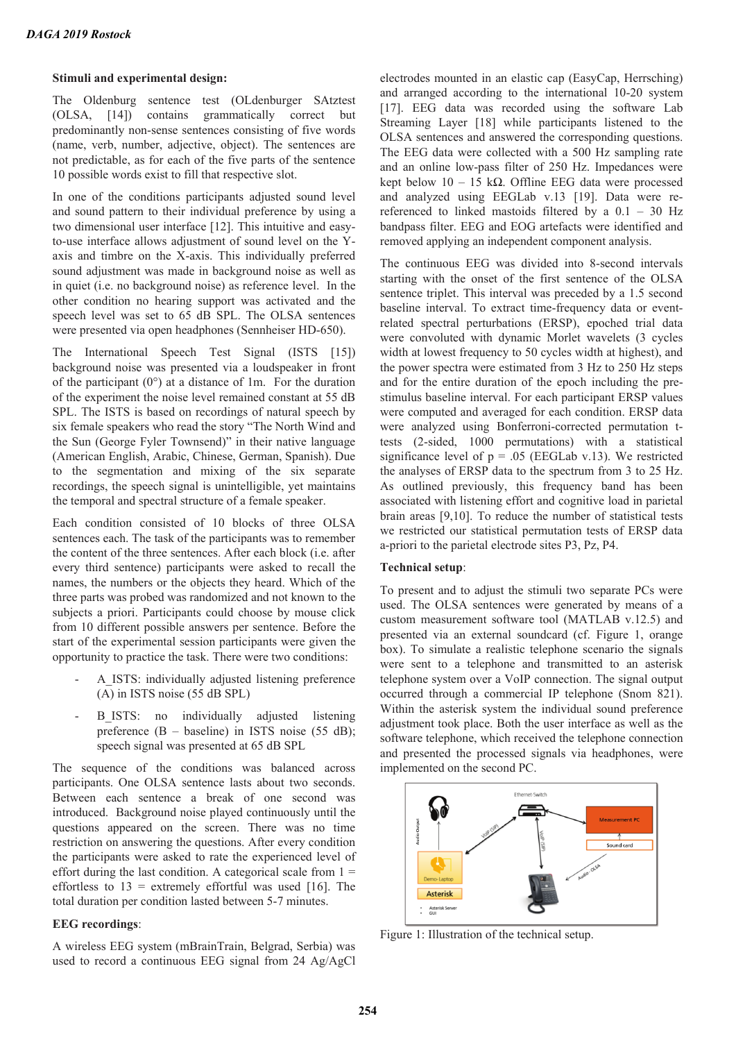**Stimuli and experimental design:**

The Oldenburg sentence test (OLdenburger SAtztest (OLSA, [14]) contains grammatically correct but predominantly non-sense sentences consisting of five words (name, verb, number, adjective, object). The sentences are not predictable, as for each of the five parts of the sentence 10 possible words exist to fill that respective slot.

In one of the conditions participants adjusted sound level and sound pattern to their individual preference by using a two dimensional user interface [12]. This intuitive and easy-to-use interface allows adjustment of sound level on the Y-axis and timbre on the X-axis. This individually preferred sound adjustment was made in background noise as well as in quiet (i.e. no background noise) as reference level. In the other condition no hearing support was activated and the speech level was set to 65 dB SPL. The OLSA sentences were presented via open headphones (Sennheiser HD-650).

The International Speech Test Signal (ISTS [15]) background noise was presented via a loudspeaker in front of the participant (0°) at a distance of 1m. For the duration of the experiment the noise level remained constant at 55 dB SPL. The ISTS is based on recordings of natural speech by six female speakers who read the story "The North Wind and the Sun (George Fyler Townsend)" in their native language (American English, Arabic, Chinese, German, Spanish). Due to the segmentation and mixing of the six separate recordings, the speech signal is unintelligible, yet maintains the temporal and spectral structure of a female speaker.

Each condition consisted of 10 blocks of three OLSA sentences each. The task of the participants was to remember the content of the three sentences. After each block (i.e. after every third sentence) participants were asked to recall the names, the numbers or the objects they heard. Which of the three parts was probed was randomized and not known to the subjects a priori. Participants could choose by mouse click from 10 different possible answers per sentence. Before the start of the experimental session participants were given the opportunity to practice the task. There were two conditions:

- A_ISTS: individually adjusted listening preference (A) in ISTS noise (55 dB SPL)
- B_ISTS: no individually adjusted listening preference (B – baseline) in ISTS noise (55 dB); speech signal was presented at 65 dB SPL

The sequence of the conditions was balanced across participants. One OLSA sentence lasts about two seconds. Between each sentence a break of one second was introduced. Background noise played continuously until the questions appeared on the screen. There was no time restriction on answering the questions. After every condition the participants were asked to rate the experienced level of effort during the last condition. A categorical scale from 1 = effortless to 13 = extremely effortful was used [16]. The total duration per condition lasted between 5-7 minutes.

**EEG recordings**:

A wireless EEG system (mBrainTrain, Belgrad, Serbia) was used to record a continuous EEG signal from 24 Ag/AgCl electrodes mounted in an elastic cap (EasyCap, Herrsching) and arranged according to the international 10-20 system [17]. EEG data was recorded using the software Lab Streaming Layer [18] while participants listened to the OLSA sentences and answered the corresponding questions. The EEG data were collected with a 500 Hz sampling rate and an online low-pass filter of 250 Hz. Impedances were kept below 10 – 15 kΩ. Offline EEG data were processed and analyzed using EEGLab v.13 [19]. Data were re-referenced to linked mastoids filtered by a 0.1 – 30 Hz bandpass filter. EEG and EOG artefacts were identified and removed applying an independent component analysis.

The continuous EEG was divided into 8-second intervals starting with the onset of the first sentence of the OLSA sentence triplet. This interval was preceded by a 1.5 second baseline interval. To extract time-frequency data or event-related spectral perturbations (ERSP), epoched trial data were convolved with dynamic Morlet wavelets (3 cycles width at lowest frequency to 50 cycles width at highest), and the power spectra were estimated from 3 Hz to 250 Hz steps and for the entire duration of the epoch including the pre-stimulus baseline interval. For each participant ERSP values were computed and averaged for each condition. ERSP data were analyzed using Bonferroni-corrected permutation t-tests (2-sided, 1000 permutations) with a statistical significance level of $p = .05$ (EEGLab v.13). We restricted the analyses of ERSP data to the spectrum from 3 to 25 Hz. As outlined previously, this frequency band has been associated with listening effort and cognitive load in parietal brain areas [9,10]. To reduce the number of statistical tests we restricted our statistical permutation tests of ERSP data a-priori to the parietal electrode sites P3, Pz, P4.

**Technical setup**:

To present and to adjust the stimuli two separate PCs were used. The OLSA sentences were generated by means of a custom measurement software tool (MATLAB v.12.5) and presented via an external soundcard (cf. Figure 1, orange box). To simulate a realistic telephone scenario the signals were sent to a telephone and transmitted to an asterisk telephone system over a VoIP connection. The signal output occurred through a commercial IP telephone (Snom 821). Within the asterisk system the individual sound preference adjustment took place. Both the user interface as well as the software telephone, which received the telephone connection and presented the processed signals via headphones, were implemented on the second PC.

Figure 1: Illustration of the technical setup.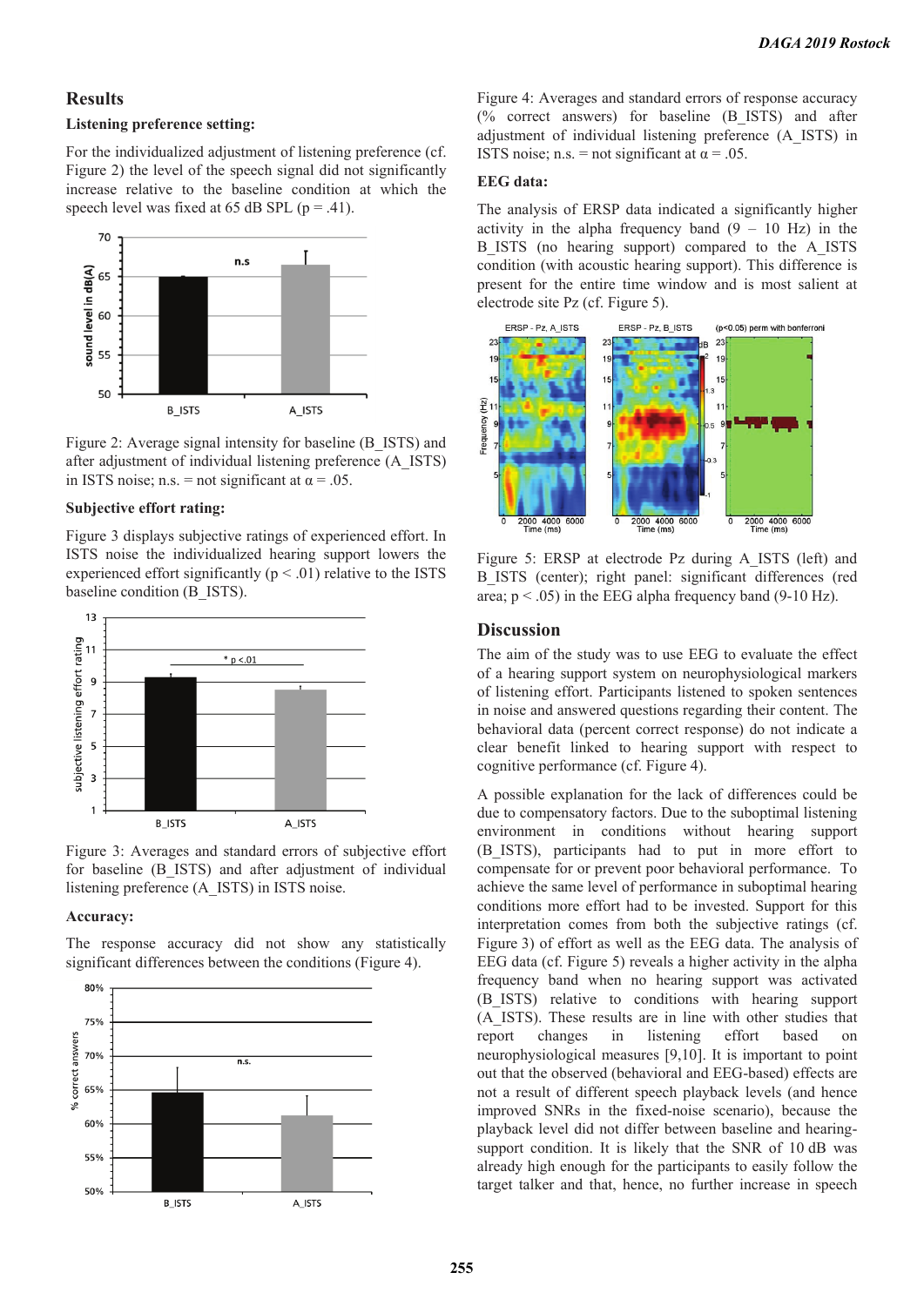## Results

### Listening preference setting:

For the individualized adjustment of listening preference (cf. Figure 2) the level of the speech signal did not significantly increase relative to the baseline condition at which the speech level was fixed at 65 dB SPL ($p = .41$).

Figure 2: Average signal intensity for baseline (B_ISTS) and after adjustment of individual listening preference (A_ISTS) in ISTS noise; n.s. = not significant at $\alpha = .05$.

### Subjective effort rating:

Figure 3 displays subjective ratings of experienced effort. In ISTS noise the individualized hearing support lowers the experienced effort significantly ($p < .01$) relative to the ISTS baseline condition (B_ISTS).

Figure 3: Averages and standard errors of subjective effort for baseline (B_ISTS) and after adjustment of individual listening preference (A_ISTS) in ISTS noise.

### Accuracy:

The response accuracy did not show any statistically significant differences between the conditions (Figure 4).

Figure 4: Averages and standard errors of response accuracy (% correct answers) for baseline (B_ISTS) and after adjustment of individual listening preference (A_ISTS) in ISTS noise; n.s. = not significant at $\alpha = .05$.

### EEG data:

The analysis of ERSP data indicated a significantly higher activity in the alpha frequency band (9 – 10 Hz) in the B_ISTS (no hearing support) compared to the A_ISTS condition (with acoustic hearing support). This difference is present for the entire time window and is most salient at electrode site Pz (cf. Figure 5).

Figure 5: ERSP at electrode Pz during A_ISTS (left) and B_ISTS (center); right panel: significant differences (red area; $p < .05$) in the EEG alpha frequency band (9-10 Hz).

## Discussion

The aim of the study was to use EEG to evaluate the effect of a hearing support system on neurophysiological markers of listening effort. Participants listened to spoken sentences in noise and answered questions regarding their content. The behavioral data (percent correct response) do not indicate a clear benefit linked to hearing support with respect to cognitive performance (cf. Figure 4).

A possible explanation for the lack of differences could be due to compensatory factors. Due to the suboptimal listening environment in conditions without hearing support (B_ISTS), participants had to put in more effort to compensate for or prevent poor behavioral performance. To achieve the same level of performance in suboptimal hearing conditions more effort had to be invested. Support for this interpretation comes from both the subjective ratings (cf. Figure 3) of effort as well as the EEG data. The analysis of EEG data (cf. Figure 5) reveals a higher activity in the alpha frequency band when no hearing support was activated (B_ISTS) relative to conditions with hearing support (A_ISTS). These results are in line with other studies that report changes in listening effort based on neurophysiological measures [9,10]. It is important to point out that the observed (behavioral and EEG-based) effects are not a result of different speech playback levels (and hence improved SNRs in the fixed-noise scenario), because the playback level did not differ between baseline and hearing-support condition. It is likely that the SNR of 10 dB was already high enough for the participants to easily follow the target talker and that, hence, no further increase in speech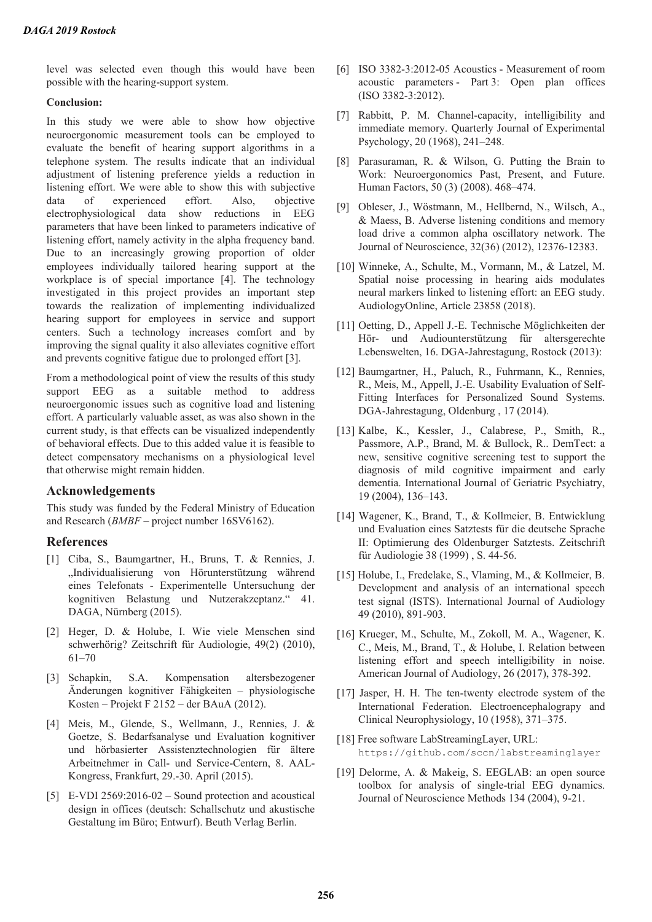level was selected even though this would have been possible with the hearing-support system.

**Conclusion:**

In this study we were able to show how objective neuroergonomic measurement tools can be employed to evaluate the benefit of hearing support algorithms in a telephone system. The results indicate that an individual adjustment of listening preference yields a reduction in listening effort. We were able to show this with subjective data of experienced effort. Also, objective electrophysiological data show reductions in EEG parameters that have been linked to parameters indicative of listening effort, namely activity in the alpha frequency band. Due to an increasingly growing proportion of older employees individually tailored hearing support at the workplace is of special importance [4]. The technology investigated in this project provides an important step towards the realization of implementing individualized hearing support for employees in service and support centers. Such a technology increases comfort and by improving the signal quality it also alleviates cognitive effort and prevents cognitive fatigue due to prolonged effort [3].

From a methodological point of view the results of this study support EEG as a suitable method to address neuroergonomic issues such as cognitive load and listening effort. A particularly valuable asset, as was also shown in the current study, is that effects can be visualized independently of behavioral effects. Due to this added value it is feasible to detect compensatory mechanisms on a physiological level that otherwise might remain hidden.

## Acknowledgements

This study was funded by the Federal Ministry of Education and Research (*BMBF* – project number 16SV6162).

## References

[1] Ciba, S., Baumgartner, H., Bruns, T. & Rennies, J. „Individualisierung von Hörunterstützung während eines Telefonats - Experimentelle Untersuchung der kognitiven Belastung und Nutzerakzeptanz." 41. DAGA, Nürnberg (2015).

[2] Heger, D. & Holube, I. Wie viele Menschen sind schwerhörig? Zeitschrift für Audiologie, 49(2) (2010), 61–70

[3] Schapkin, S.A. Kompensation altersbezogener Änderungen kognitiver Fähigkeiten – physiologische Kosten – Projekt F 2152 – der BAuA (2012).

[4] Meis, M., Glende, S., Wellmann, J., Rennies, J. & Goetze, S. Bedarfsanalyse und Evaluation kognitiver und hörbasierter Assistenztechnologien für ältere Arbeitnehmer in Call- und Service-Centern, 8. AAL-Kongress, Frankfurt, 29.-30. April (2015).

[5] E-VDI 2569:2016-02 – Sound protection and acoustical design in offices (deutsch: Schallschutz und akustische Gestaltung im Büro; Entwurf). Beuth Verlag Berlin.

[6] ISO 3382-3:2012-05 Acoustics - Measurement of room acoustic parameters - Part 3: Open plan offices (ISO 3382-3:2012).

[7] Rabbitt, P. M. Channel-capacity, intelligibility and immediate memory. Quarterly Journal of Experimental Psychology, 20 (1968), 241–248.

[8] Parasuraman, R. & Wilson, G. Putting the Brain to Work: Neuroergonomics Past, Present, and Future. Human Factors, 50 (3) (2008). 468–474.

[9] Obleser, J., Wöstmann, M., Hellbernd, N., Wilsch, A., & Maess, B. Adverse listening conditions and memory load drive a common alpha oscillatory network. The Journal of Neuroscience, 32(36) (2012), 12376-12383.

[10] Winneke, A., Schulte, M., Vormann, M., & Latzel, M. Spatial noise processing in hearing aids modulates neural markers linked to listening effort: an EEG study. AudiologyOnline, Article 23858 (2018).

[11] Oetting, D., Appell J.-E. Technische Möglichkeiten der Hör- und Audiounterstützung für altersgerechte Lebenswelten, 16. DGA-Jahrestagung, Rostock (2013):

[12] Baumgartner, H., Paluch, R., Fuhrmann, K., Rennies, R., Meis, M., Appell, J.-E. Usability Evaluation of Self-Fitting Interfaces for Personalized Sound Systems. DGA-Jahrestagung, Oldenburg , 17 (2014).

[13] Kalbe, K., Kessler, J., Calabrese, P., Smith, R., Passmore, A.P., Brand, M. & Bullock, R.. DemTect: a new, sensitive cognitive screening test to support the diagnosis of mild cognitive impairment and early dementia. International Journal of Geriatric Psychiatry, 19 (2004), 136–143.

[14] Wagener, K., Brand, T., & Kollmeier, B. Entwicklung und Evaluation eines Satztests für die deutsche Sprache II: Optimierung des Oldenburger Satztests. Zeitschrift für Audiologie 38 (1999) , S. 44-56.

[15] Holube, I., Fredelake, S., Vlaming, M., & Kollmeier, B. Development and analysis of an international speech test signal (ISTS). International Journal of Audiology 49 (2010), 891-903.

[16] Krueger, M., Schulte, M., Zokoll, M. A., Wagener, K. C., Meis, M., Brand, T., & Holube, I. Relation between listening effort and speech intelligibility in noise. American Journal of Audiology, 26 (2017), 378-392.

[17] Jasper, H. H. The ten-twenty electrode system of the International Federation. Electroencephalograpy and Clinical Neurophysiology, 10 (1958), 371–375.

[18] Free software LabStreamingLayer, URL: `https://github.com/sccn/labstreaminglayer`

[19] Delorme, A. & Makeig, S. EEGLAB: an open source toolbox for analysis of single-trial EEG dynamics. Journal of Neuroscience Methods 134 (2004), 9-21.